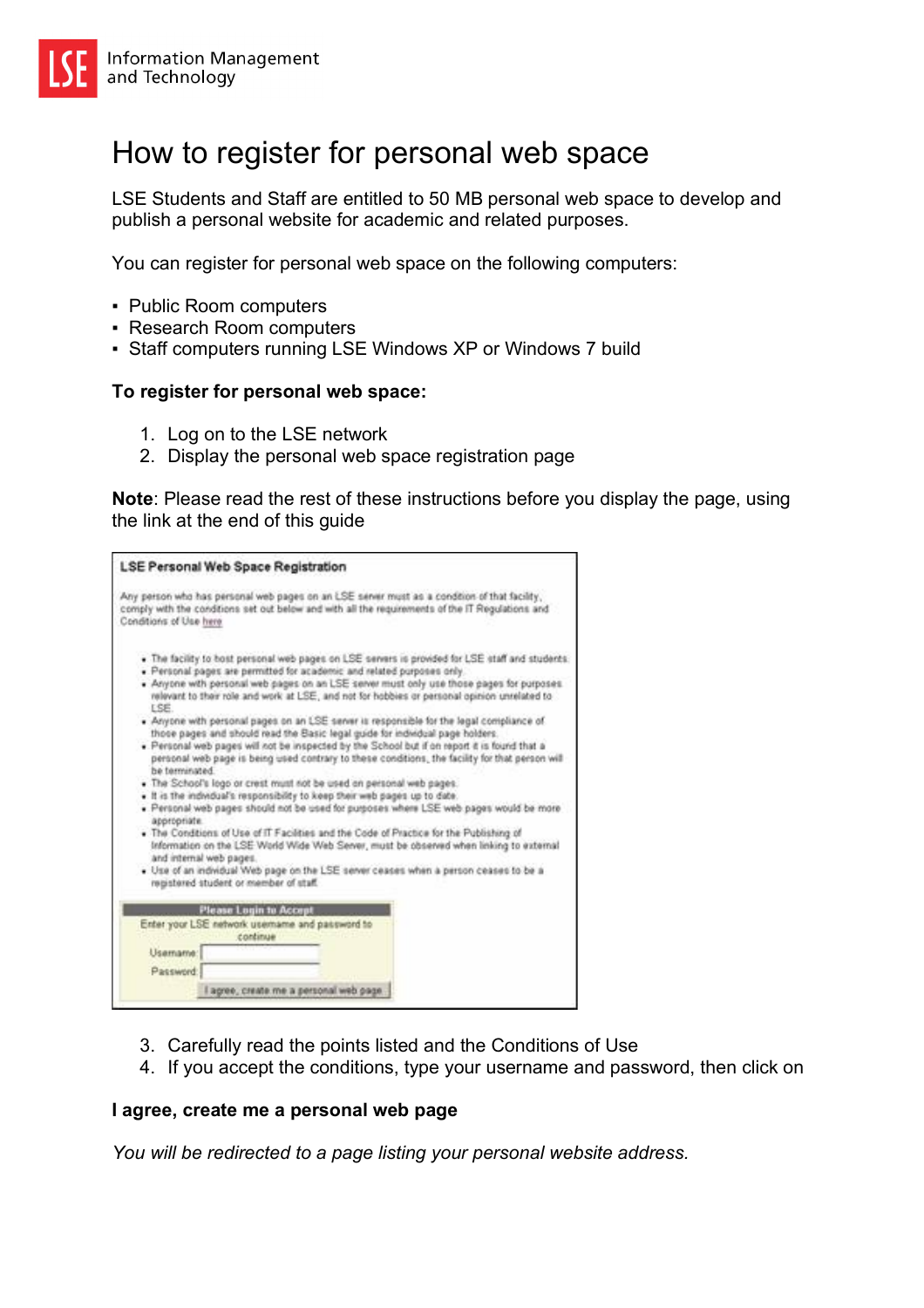Information Management and Technology

# How to register for personal web space

LSE Students and Staff are entitled to 50 MB personal web space to develop and publish a personal website for academic and related purposes.

You can register for personal web space on the following computers:

- Public Room computers
- Research Room computers
- Staff computers running LSE Windows XP or Windows 7 build

**To register for personal web space:**

1. Log on to the LSE network
2. Display the personal web space registration page

**Note**: Please read the rest of these instructions before you display the page, using the link at the end of this guide

> **LSE Personal Web Space Registration**
>
> Any person who has personal web pages on an LSE server must as a condition of that facility, comply with the conditions set out below and with all the requirements of the IT Regulations and Conditions of Use here
>
> - The facility to host personal web pages on LSE servers is provided for LSE staff and students.
> - Personal pages are permitted for academic and related purposes only
> - Anyone with personal web pages on an LSE server must only use those pages for purposes relevant to their role and work at LSE, and not for hobbies or personal opinion unrelated to LSE.
> - Anyone with personal pages on an LSE server is responsible for the legal compliance of those pages and should read the Basic legal guide for individual page holders.
> - Personal web pages will not be inspected by the School but if on report it is found that a personal web page is being used contrary to these conditions, the facility for that person will be terminated.
> - The School's logo or crest must not be used on personal web pages.
> - It is the individual's responsibility to keep their web pages up to date.
> - Personal web pages should not be used for purposes where LSE web pages would be more appropriate.
> - The Conditions of Use of IT Facilities and the Code of Practice for the Publishing of Information on the LSE World Wide Web Server, must be observed when linking to external and internal web pages.
> - Use of an individual Web page on the LSE server ceases when a person ceases to be a registered student or member of staff.
>
> **Please Login to Accept**
>
> Enter your LSE network username and password to continue
>
> Username:
>
> Password:
>
> I agree, create me a personal web page

3. Carefully read the points listed and the Conditions of Use
4. If you accept the conditions, type your username and password, then click on

**I agree, create me a personal web page**

*You will be redirected to a page listing your personal website address.*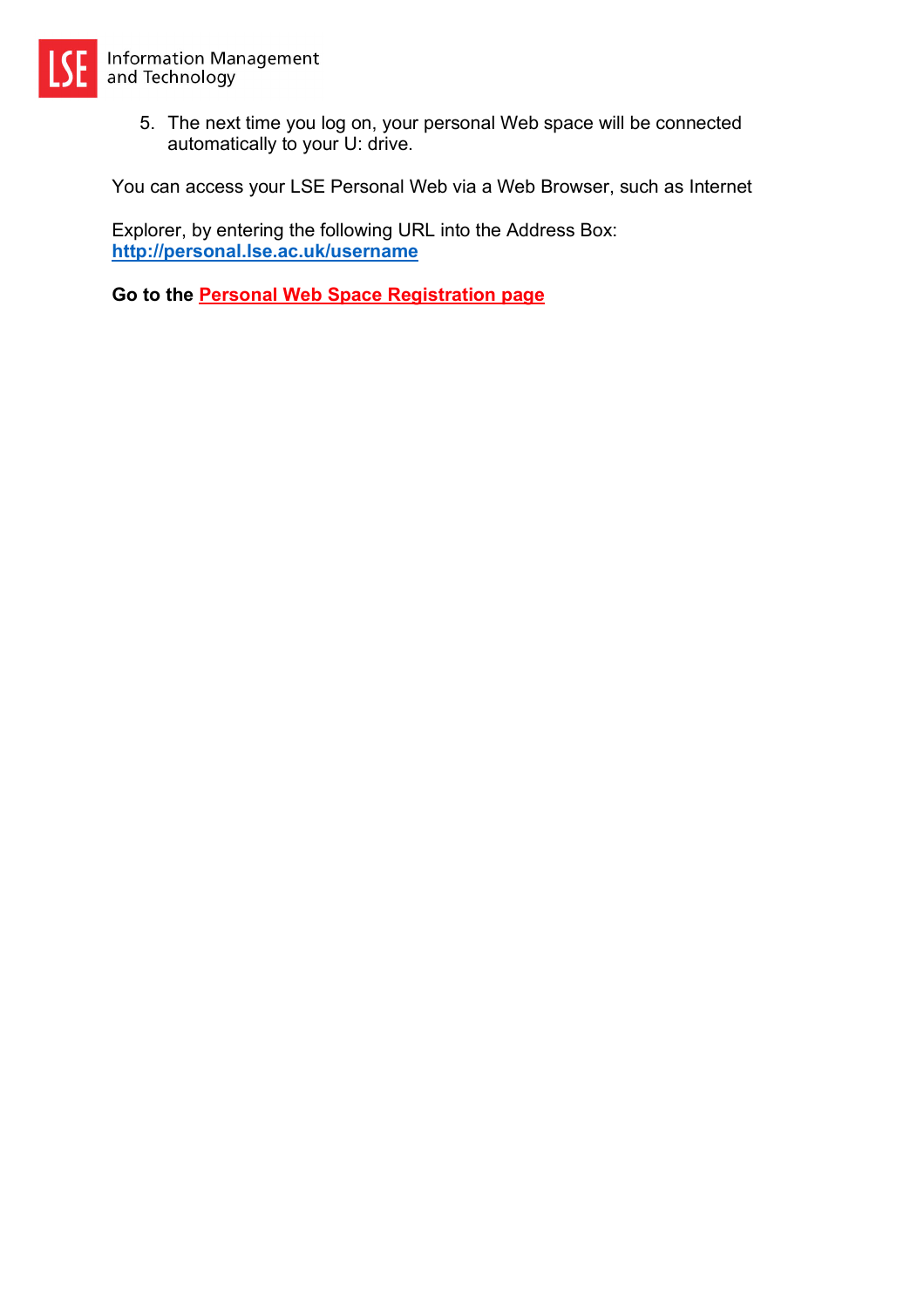5. The next time you log on, your personal Web space will be connected automatically to your U: drive.

You can access your LSE Personal Web via a Web Browser, such as Internet

Explorer, by entering the following URL into the Address Box:
**http://personal.lse.ac.uk/username**

**Go to the Personal Web Space Registration page**